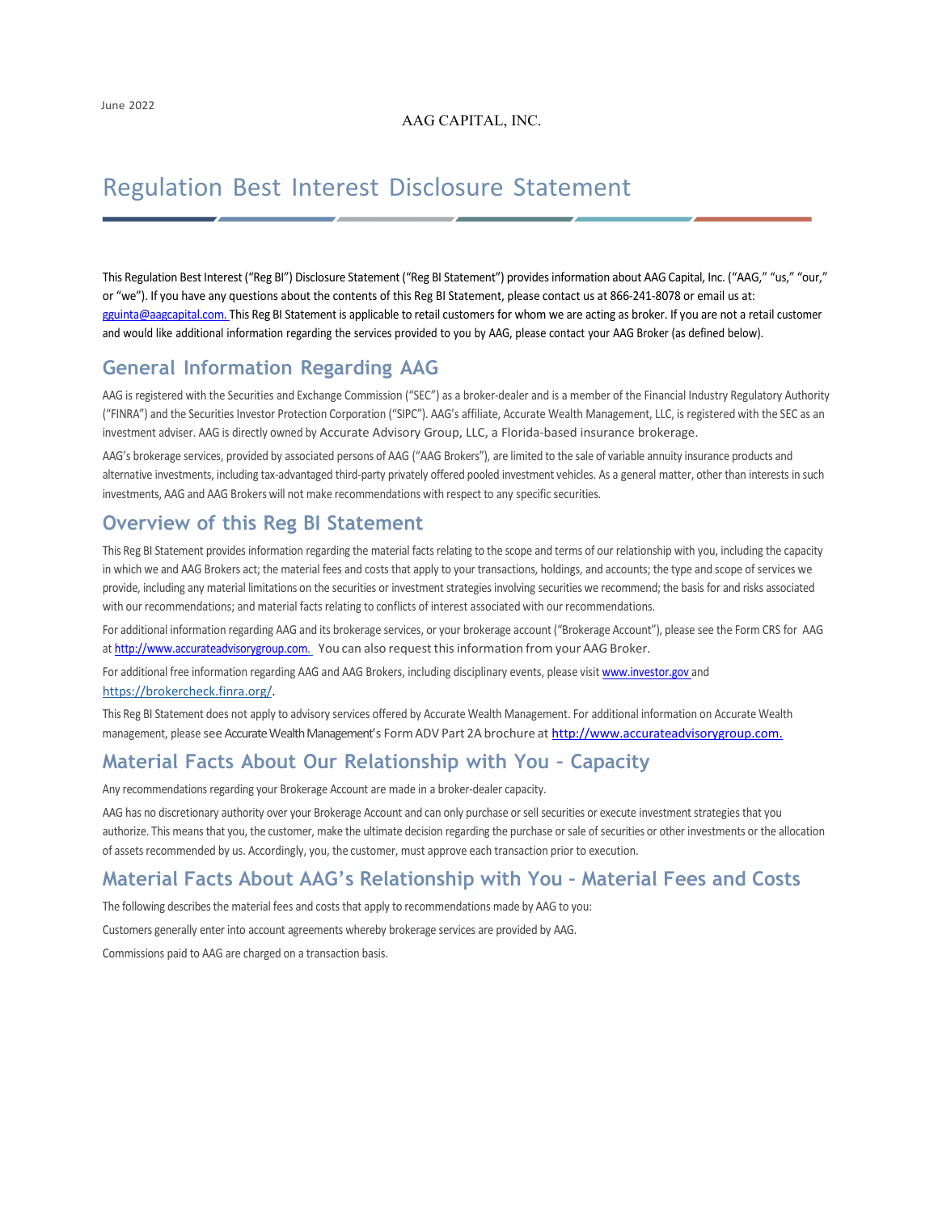June 2022

AAG CAPITAL, INC.

# Regulation Best Interest Disclosure Statement

This Regulation Best Interest ("Reg BI") Disclosure Statement ("Reg BI Statement") provides information about AAG Capital, Inc. ("AAG," "us," "our," or "we"). If you have any questions about the contents of this Reg BI Statement, please contact us at 866-241-8078 or email us at: gguinta@aagcapital.com. This Reg BI Statement is applicable to retail customers for whom we are acting as broker. If you are not a retail customer and would like additional information regarding the services provided to you by AAG, please contact your AAG Broker (as defined below).

## General Information Regarding AAG

AAG is registered with the Securities and Exchange Commission ("SEC") as a broker-dealer and is a member of the Financial Industry Regulatory Authority ("FINRA") and the Securities Investor Protection Corporation ("SIPC"). AAG's affiliate, Accurate Wealth Management, LLC, is registered with the SEC as an investment adviser. AAG is directly owned by Accurate Advisory Group, LLC, a Florida-based insurance brokerage.

AAG's brokerage services, provided by associated persons of AAG ("AAG Brokers"), are limited to the sale of variable annuity insurance products and alternative investments, including tax-advantaged third-party privately offered pooled investment vehicles. As a general matter, other than interests in such investments, AAG and AAG Brokers will not make recommendations with respect to any specific securities.

## Overview of this Reg BI Statement

This Reg BI Statement provides information regarding the material facts relating to the scope and terms of our relationship with you, including the capacity in which we and AAG Brokers act; the material fees and costs that apply to your transactions, holdings, and accounts; the type and scope of services we provide, including any material limitations on the securities or investment strategies involving securities we recommend; the basis for and risks associated with our recommendations; and material facts relating to conflicts of interest associated with our recommendations.

For additional information regarding AAG and its brokerage services, or your brokerage account ("Brokerage Account"), please see the Form CRS for AAG at http://www.accurateadvisorygroup.com. You can also request this information from your AAG Broker.

For additional free information regarding AAG and AAG Brokers, including disciplinary events, please visit www.investor.gov and https://brokercheck.finra.org/.

This Reg BI Statement does not apply to advisory services offered by Accurate Wealth Management. For additional information on Accurate Wealth management, please see Accurate Wealth Management's Form ADV Part 2A brochure at http://www.accurateadvisorygroup.com.

## Material Facts About Our Relationship with You – Capacity

Any recommendations regarding your Brokerage Account are made in a broker-dealer capacity.

AAG has no discretionary authority over your Brokerage Account and can only purchase or sell securities or execute investment strategies that you authorize. This means that you, the customer, make the ultimate decision regarding the purchase or sale of securities or other investments or the allocation of assets recommended by us. Accordingly, you, the customer, must approve each transaction prior to execution.

## Material Facts About AAG's Relationship with You – Material Fees and Costs

The following describes the material fees and costs that apply to recommendations made by AAG to you:

Customers generally enter into account agreements whereby brokerage services are provided by AAG.

Commissions paid to AAG are charged on a transaction basis.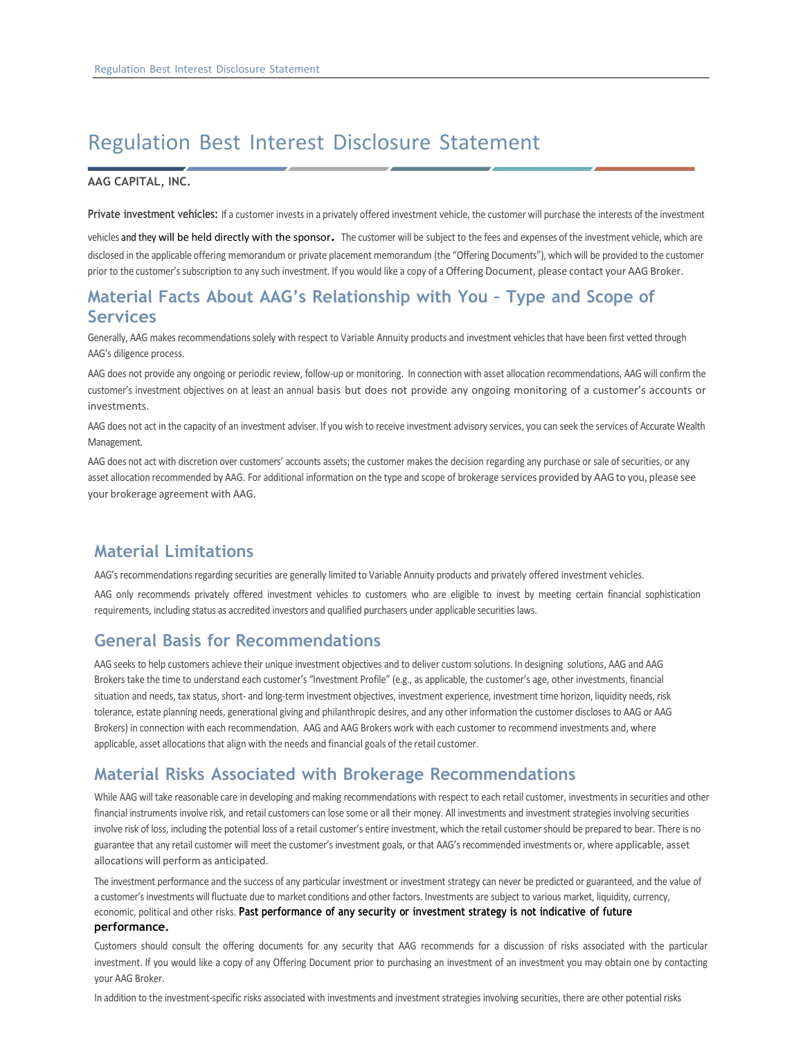# Regulation Best Interest Disclosure Statement

**AAG CAPITAL, INC.**

**Private investment vehicles:** If a customer invests in a privately offered investment vehicle, the customer will purchase the interests of the investment vehicles and they will be held directly with the sponsor. The customer will be subject to the fees and expenses of the investment vehicle, which are disclosed in the applicable offering memorandum or private placement memorandum (the "Offering Documents"), which will be provided to the customer prior to the customer's subscription to any such investment. If you would like a copy of a Offering Document, please contact your AAG Broker.

## Material Facts About AAG's Relationship with You – Type and Scope of Services

Generally, AAG makes recommendations solely with respect to Variable Annuity products and investment vehicles that have been first vetted through AAG's diligence process.

AAG does not provide any ongoing or periodic review, follow-up or monitoring. In connection with asset allocation recommendations, AAG will confirm the customer's investment objectives on at least an annual basis but does not provide any ongoing monitoring of a customer's accounts or investments.

AAG does not act in the capacity of an investment adviser. If you wish to receive investment advisory services, you can seek the services of Accurate Wealth Management.

AAG does not act with discretion over customers' accounts assets; the customer makes the decision regarding any purchase or sale of securities, or any asset allocation recommended by AAG. For additional information on the type and scope of brokerage services provided by AAG to you, please see your brokerage agreement with AAG.

## Material Limitations

AAG's recommendations regarding securities are generally limited to Variable Annuity products and privately offered investment vehicles.

AAG only recommends privately offered investment vehicles to customers who are eligible to invest by meeting certain financial sophistication requirements, including status as accredited investors and qualified purchasers under applicable securities laws.

## General Basis for Recommendations

AAG seeks to help customers achieve their unique investment objectives and to deliver custom solutions. In designing solutions, AAG and AAG Brokers take the time to understand each customer's "Investment Profile" (e.g., as applicable, the customer's age, other investments, financial situation and needs, tax status, short- and long-term investment objectives, investment experience, investment time horizon, liquidity needs, risk tolerance, estate planning needs, generational giving and philanthropic desires, and any other information the customer discloses to AAG or AAG Brokers) in connection with each recommendation. AAG and AAG Brokers work with each customer to recommend investments and, where applicable, asset allocations that align with the needs and financial goals of the retail customer.

## Material Risks Associated with Brokerage Recommendations

While AAG will take reasonable care in developing and making recommendations with respect to each retail customer, investments in securities and other financial instruments involve risk, and retail customers can lose some or all their money. All investments and investment strategies involving securities involve risk of loss, including the potential loss of a retail customer's entire investment, which the retail customer should be prepared to bear. There is no guarantee that any retail customer will meet the customer's investment goals, or that AAG's recommended investments or, where applicable, asset allocations will perform as anticipated.

The investment performance and the success of any particular investment or investment strategy can never be predicted or guaranteed, and the value of a customer's investments will fluctuate due to market conditions and other factors. Investments are subject to various market, liquidity, currency, economic, political and other risks. **Past performance of any security or investment strategy is not indicative of future performance.**

Customers should consult the offering documents for any security that AAG recommends for a discussion of risks associated with the particular investment. If you would like a copy of any Offering Document prior to purchasing an investment of an investment you may obtain one by contacting your AAG Broker.

In addition to the investment-specific risks associated with investments and investment strategies involving securities, there are other potential risks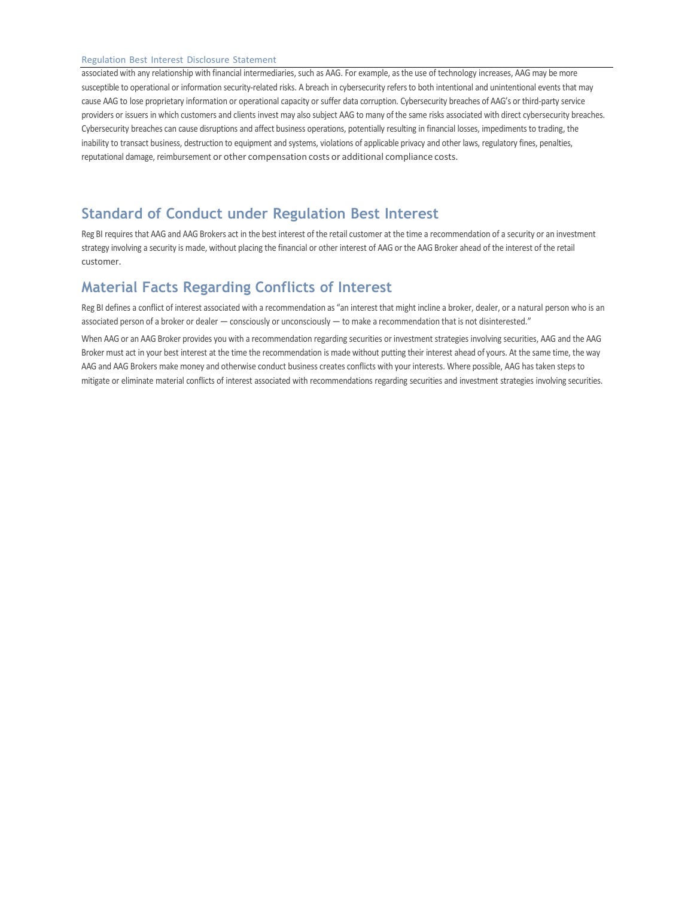associated with any relationship with financial intermediaries, such as AAG. For example, as the use of technology increases, AAG may be more susceptible to operational or information security-related risks. A breach in cybersecurity refers to both intentional and unintentional events that may cause AAG to lose proprietary information or operational capacity or suffer data corruption. Cybersecurity breaches of AAG's or third-party service providers or issuers in which customers and clients invest may also subject AAG to many of the same risks associated with direct cybersecurity breaches. Cybersecurity breaches can cause disruptions and affect business operations, potentially resulting in financial losses, impediments to trading, the inability to transact business, destruction to equipment and systems, violations of applicable privacy and other laws, regulatory fines, penalties, reputational damage, reimbursement or other compensation costs or additional compliance costs.

## Standard of Conduct under Regulation Best Interest

Reg BI requires that AAG and AAG Brokers act in the best interest of the retail customer at the time a recommendation of a security or an investment strategy involving a security is made, without placing the financial or other interest of AAG or the AAG Broker ahead of the interest of the retail customer.

## Material Facts Regarding Conflicts of Interest

Reg BI defines a conflict of interest associated with a recommendation as "an interest that might incline a broker, dealer, or a natural person who is an associated person of a broker or dealer — consciously or unconsciously — to make a recommendation that is not disinterested."

When AAG or an AAG Broker provides you with a recommendation regarding securities or investment strategies involving securities, AAG and the AAG Broker must act in your best interest at the time the recommendation is made without putting their interest ahead of yours. At the same time, the way AAG and AAG Brokers make money and otherwise conduct business creates conflicts with your interests. Where possible, AAG has taken steps to mitigate or eliminate material conflicts of interest associated with recommendations regarding securities and investment strategies involving securities.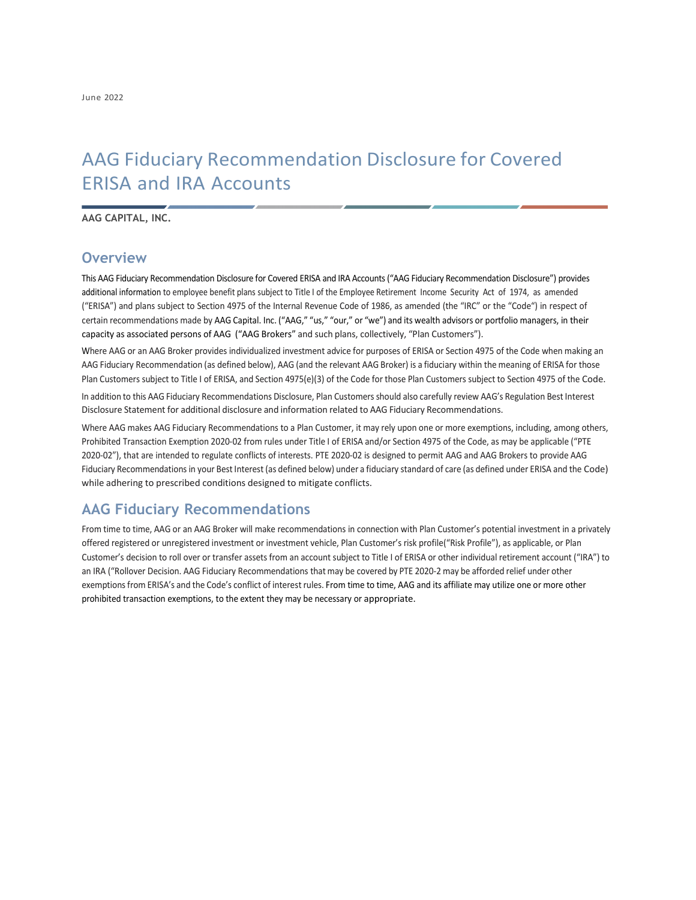June 2022

# AAG Fiduciary Recommendation Disclosure for Covered ERISA and IRA Accounts

**AAG CAPITAL, INC.**

## Overview

This AAG Fiduciary Recommendation Disclosure for Covered ERISA and IRA Accounts ("AAG Fiduciary Recommendation Disclosure") provides additional information to employee benefit plans subject to Title I of the Employee Retirement Income Security Act of 1974, as amended ("ERISA") and plans subject to Section 4975 of the Internal Revenue Code of 1986, as amended (the "IRC" or the "Code") in respect of certain recommendations made by AAG Capital. Inc. ("AAG," "us," "our," or "we") and its wealth advisors or portfolio managers, in their capacity as associated persons of AAG ("AAG Brokers" and such plans, collectively, "Plan Customers").

Where AAG or an AAG Broker provides individualized investment advice for purposes of ERISA or Section 4975 of the Code when making an AAG Fiduciary Recommendation (as defined below), AAG (and the relevant AAG Broker) is a fiduciary within the meaning of ERISA for those Plan Customers subject to Title I of ERISA, and Section 4975(e)(3) of the Code for those Plan Customers subject to Section 4975 of the Code.

In addition to this AAG Fiduciary Recommendations Disclosure, Plan Customers should also carefully review AAG's Regulation Best Interest Disclosure Statement for additional disclosure and information related to AAG Fiduciary Recommendations.

Where AAG makes AAG Fiduciary Recommendations to a Plan Customer, it may rely upon one or more exemptions, including, among others, Prohibited Transaction Exemption 2020-02 from rules under Title I of ERISA and/or Section 4975 of the Code, as may be applicable ("PTE 2020-02"), that are intended to regulate conflicts of interests. PTE 2020-02 is designed to permit AAG and AAG Brokers to provide AAG Fiduciary Recommendations in your Best Interest (as defined below) under a fiduciary standard of care (as defined under ERISA and the Code) while adhering to prescribed conditions designed to mitigate conflicts.

## AAG Fiduciary Recommendations

From time to time, AAG or an AAG Broker will make recommendations in connection with Plan Customer's potential investment in a privately offered registered or unregistered investment or investment vehicle, Plan Customer's risk profile("Risk Profile"), as applicable, or Plan Customer's decision to roll over or transfer assets from an account subject to Title I of ERISA or other individual retirement account ("IRA") to an IRA ("Rollover Decision. AAG Fiduciary Recommendations that may be covered by PTE 2020-2 may be afforded relief under other exemptions from ERISA's and the Code's conflict of interest rules. From time to time, AAG and its affiliate may utilize one or more other prohibited transaction exemptions, to the extent they may be necessary or appropriate.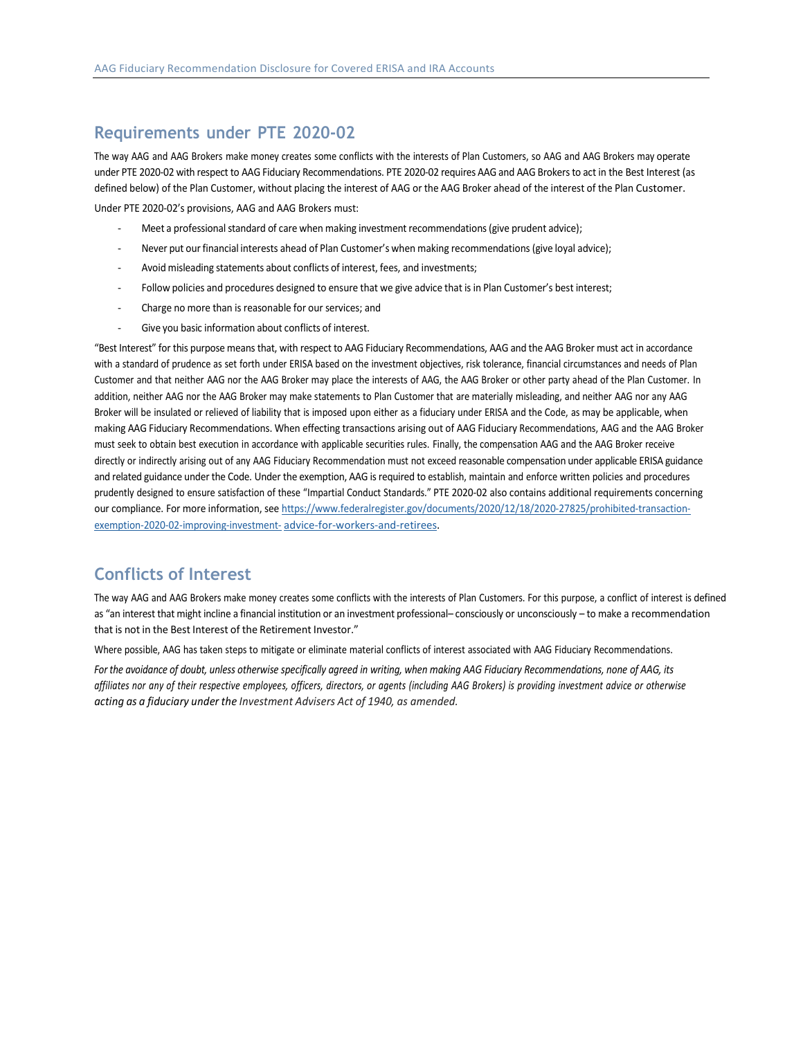## Requirements under PTE 2020-02

The way AAG and AAG Brokers make money creates some conflicts with the interests of Plan Customers, so AAG and AAG Brokers may operate under PTE 2020-02 with respect to AAG Fiduciary Recommendations. PTE 2020-02 requires AAG and AAG Brokers to act in the Best Interest (as defined below) of the Plan Customer, without placing the interest of AAG or the AAG Broker ahead of the interest of the Plan Customer.

Under PTE 2020-02's provisions, AAG and AAG Brokers must:

- Meet a professional standard of care when making investment recommendations (give prudent advice);
- Never put our financial interests ahead of Plan Customer's when making recommendations (give loyal advice);
- Avoid misleading statements about conflicts of interest, fees, and investments;
- Follow policies and procedures designed to ensure that we give advice that is in Plan Customer's best interest;
- Charge no more than is reasonable for our services; and
- Give you basic information about conflicts of interest.

"Best Interest" for this purpose means that, with respect to AAG Fiduciary Recommendations, AAG and the AAG Broker must act in accordance with a standard of prudence as set forth under ERISA based on the investment objectives, risk tolerance, financial circumstances and needs of Plan Customer and that neither AAG nor the AAG Broker may place the interests of AAG, the AAG Broker or other party ahead of the Plan Customer. In addition, neither AAG nor the AAG Broker may make statements to Plan Customer that are materially misleading, and neither AAG nor any AAG Broker will be insulated or relieved of liability that is imposed upon either as a fiduciary under ERISA and the Code, as may be applicable, when making AAG Fiduciary Recommendations. When effecting transactions arising out of AAG Fiduciary Recommendations, AAG and the AAG Broker must seek to obtain best execution in accordance with applicable securities rules. Finally, the compensation AAG and the AAG Broker receive directly or indirectly arising out of any AAG Fiduciary Recommendation must not exceed reasonable compensation under applicable ERISA guidance and related guidance under the Code. Under the exemption, AAG is required to establish, maintain and enforce written policies and procedures prudently designed to ensure satisfaction of these "Impartial Conduct Standards." PTE 2020-02 also contains additional requirements concerning our compliance. For more information, see https://www.federalregister.gov/documents/2020/12/18/2020-27825/prohibited-transaction-exemption-2020-02-improving-investment-advice-for-workers-and-retirees.

## Conflicts of Interest

The way AAG and AAG Brokers make money creates some conflicts with the interests of Plan Customers. For this purpose, a conflict of interest is defined as "an interest that might incline a financial institution or an investment professional– consciously or unconsciously – to make a recommendation that is not in the Best Interest of the Retirement Investor."

Where possible, AAG has taken steps to mitigate or eliminate material conflicts of interest associated with AAG Fiduciary Recommendations.

*For the avoidance of doubt, unless otherwise specifically agreed in writing, when making AAG Fiduciary Recommendations, none of AAG, its affiliates nor any of their respective employees, officers, directors, or agents (including AAG Brokers) is providing investment advice or otherwise acting as a fiduciary under the Investment Advisers Act of 1940, as amended.*